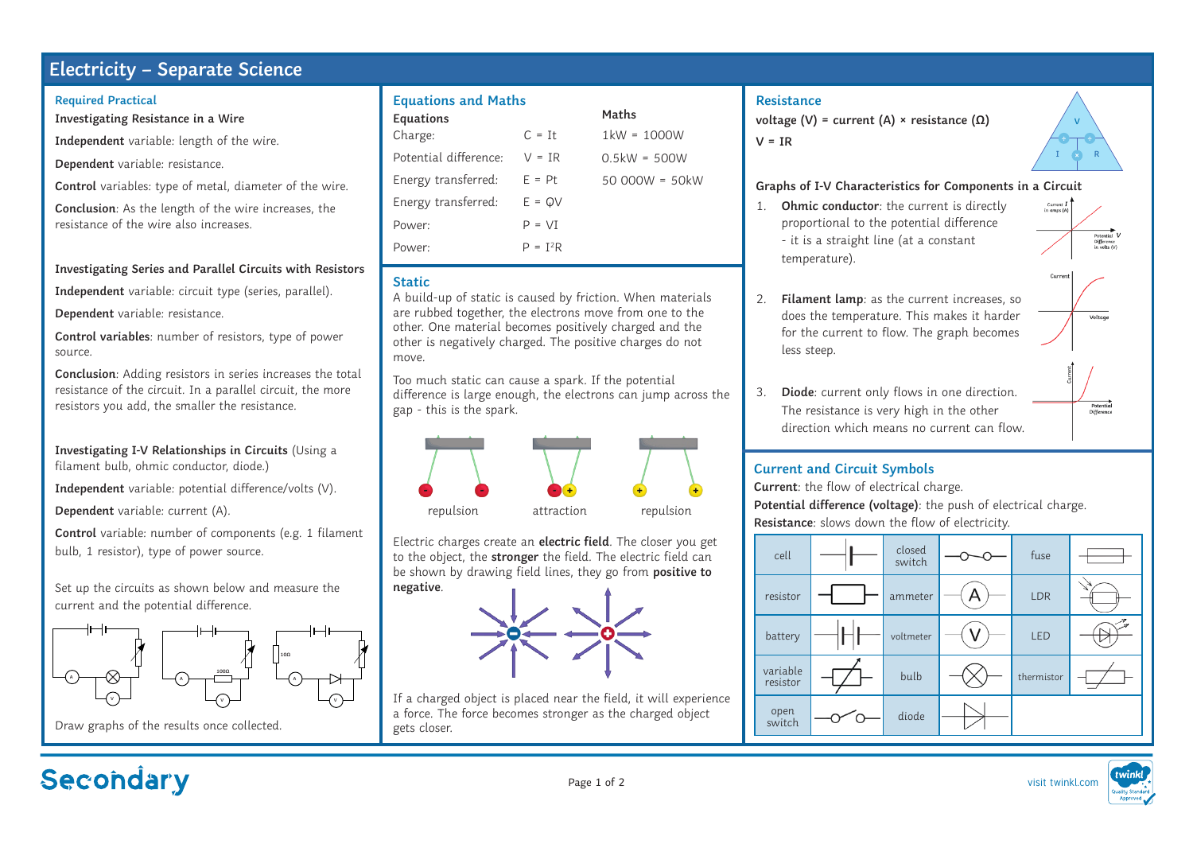# Electricity – Separate Science

## Required Practical

**Investigating Resistance in a Wire**

**Independent** variable: length of the wire.

**Dependent** variable: resistance.

**Control** variables: type of metal, diameter of the wire.

**Conclusion**: As the length of the wire increases, the resistance of the wire also increases.

**Investigating Series and Parallel Circuits with Resistors**

**Independent** variable: circuit type (series, parallel).

**Dependent** variable: resistance.

**Control variables**: number of resistors, type of power source.

**Conclusion**: Adding resistors in series increases the total resistance of the circuit. In a parallel circuit, the more resistors you add, the smaller the resistance.

**Investigating I-V Relationships in Circuits** (Using a filament bulb, ohmic conductor, diode.)

**Independent** variable: potential difference/volts (V).

**Dependent** variable: current (A).

**Control** variable: number of components (e.g. 1 filament bulb, 1 resistor), type of power source.

Set up the circuits as shown below and measure the current and the potential difference.

A V 100Ω 10Ω

Draw graphs of the results once collected.

## Equations and Maths

| Equations | | Maths |
|---|---|---|
| Charge: | $C = It$ | 1kW = 1000W |
| Potential difference: | $V = IR$ | 0.5kW = 500W |
| Energy transferred: | $E = Pt$ | 50 000W = 50kW |
| Energy transferred: | $E = QV$ | |
| Power: | $P = VI$ | |
| Power: | $P = I^2R$ | |

## Static

A build-up of static is caused by friction. When materials are rubbed together, the electrons move from one to the other. One material becomes positively charged and the other is negatively charged. The positive charges do not move.

Too much static can cause a spark. If the potential difference is large enough, the electrons can jump across the gap - this is the spark.

repulsion attraction repulsion

Electric charges create an **electric field**. The closer you get to the object, the **stronger** the field. The electric field can be shown by drawing field lines, they go from **positive to negative**.

If a charged object is placed near the field, it will experience a force. The force becomes stronger as the charged object gets closer.

## Resistance

**voltage (V) = current (A) × resistance (Ω)**

**$V = IR$**

V I R

**Graphs of I-V Characteristics for Components in a Circuit**

1. **Ohmic conductor**: the current is directly proportional to the potential difference - it is a straight line (at a constant temperature).

   Current I in amps (A)
   Potential Difference V in volts (V)

2. **Filament lamp**: as the current increases, so does the temperature. This makes it harder for the current to flow. The graph becomes less steep.

   Current
   Voltage

3. **Diode**: current only flows in one direction. The resistance is very high in the other direction which means no current can flow.

   Current
   Potential Difference

## Current and Circuit Symbols

**Current**: the flow of electrical charge.

**Potential difference (voltage)**: the push of electrical charge.

**Resistance**: slows down the flow of electricity.

| | | | | | |
|---|---|---|---|---|---|
| cell | | closed switch | | fuse | |
| resistor | | ammeter | A | LDR | |
| battery | | voltmeter | V | LED | |
| variable resistor | | bulb | | thermistor | |
| open switch | | diode | | | |

Secondary
visit twinkl.com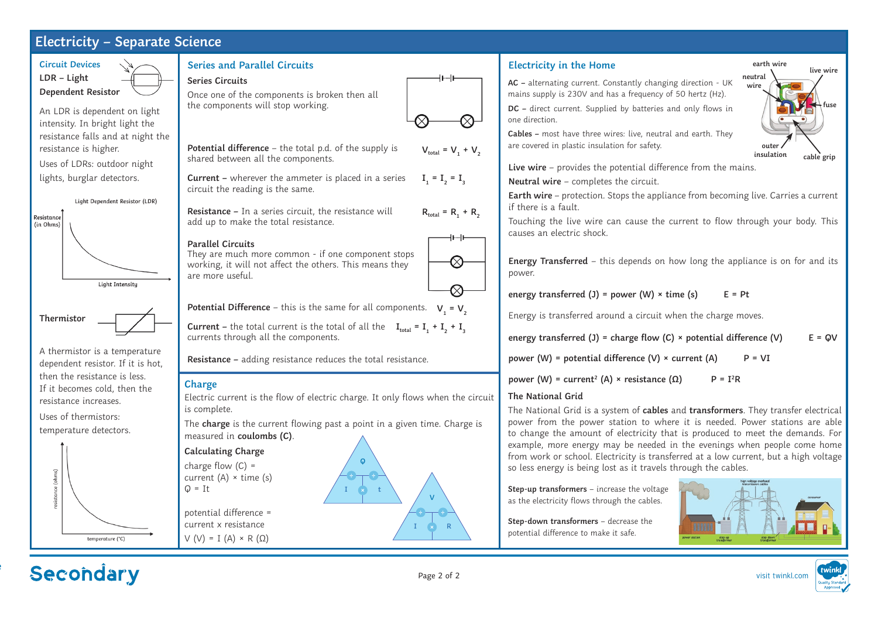# Electricity – Separate Science

## Circuit Devices

**LDR – Light Dependent Resistor**

An LDR is dependent on light intensity. In bright light the resistance falls and at night the resistance is higher.

Uses of LDRs: outdoor night lights, burglar detectors.

Light Dependent Resistor (LDR)

Resistance (in Ohms)

Light Intensity

**Thermistor**

A thermistor is a temperature dependent resistor. If it is hot, then the resistance is less. If it becomes cold, then the resistance increases.

Uses of thermistors: temperature detectors.

resistance (ohms)

temperature (°C)

## Series and Parallel Circuits

### Series Circuits

Once one of the components is broken then all the components will stop working.

**Potential difference** – the total p.d. of the supply is shared between all the components. $V_{total} = V_1 + V_2$

**Current** – wherever the ammeter is placed in a series circuit the reading is the same. $I_1 = I_2 = I_3$

**Resistance** – In a series circuit, the resistance will add up to make the total resistance. $R_{total} = R_1 + R_2$

### Parallel Circuits

They are much more common - if one component stops working, it will not affect the others. This means they are more useful.

**Potential Difference** – this is the same for all components. $V_1 = V_2$

**Current** – the total current is the total of all the currents through all the components. $I_{total} = I_1 + I_2 + I_3$

**Resistance** – adding resistance reduces the total resistance.

## Charge

Electric current is the flow of electric charge. It only flows when the circuit is complete.

The **charge** is the current flowing past a point in a given time. Charge is measured in **coulombs (C)**.

### Calculating Charge

charge flow (C) = current (A) × time (s)

$Q = It$

potential difference = current x resistance

V (V) = I (A) × R (Ω)

## Electricity in the Home

**AC** – alternating current. Constantly changing direction - UK mains supply is 230V and has a frequency of 50 hertz (Hz).

**DC** – direct current. Supplied by batteries and only flows in one direction.

**Cables** – most have three wires: live, neutral and earth. They are covered in plastic insulation for safety.

earth wire, live wire, neutral wire, fuse, outer insulation, cable grip

**Live wire** – provides the potential difference from the mains.

**Neutral wire** – completes the circuit.

**Earth wire** – protection. Stops the appliance from becoming live. Carries a current if there is a fault.

Touching the live wire can cause the current to flow through your body. This causes an electric shock.

**Energy Transferred** – this depends on how long the appliance is on for and its power.

**energy transferred (J) = power (W) × time (s)** $E = Pt$

Energy is transferred around a circuit when the charge moves.

**energy transferred (J) = charge flow (C) × potential difference (V)** $E = QV$

**power (W) = potential difference (V) × current (A)** $P = VI$

**power (W) = current² (A) × resistance (Ω)** $P = I^2R$

### The National Grid

The National Grid is a system of **cables** and **transformers**. They transfer electrical power from the power station to where it is needed. Power stations are able to change the amount of electricity that is produced to meet the demands. For example, more energy may be needed in the evenings when people come home from work or school. Electricity is transferred at a low current, but a high voltage so less energy is being lost as it travels through the cables.

**Step-up transformers** – increase the voltage as the electricity flows through the cables.

**Step-down transformers** – decrease the potential difference to make it safe.

high voltage overhead transmission cables, consumer, power station, step-up transformer, step-down transformer